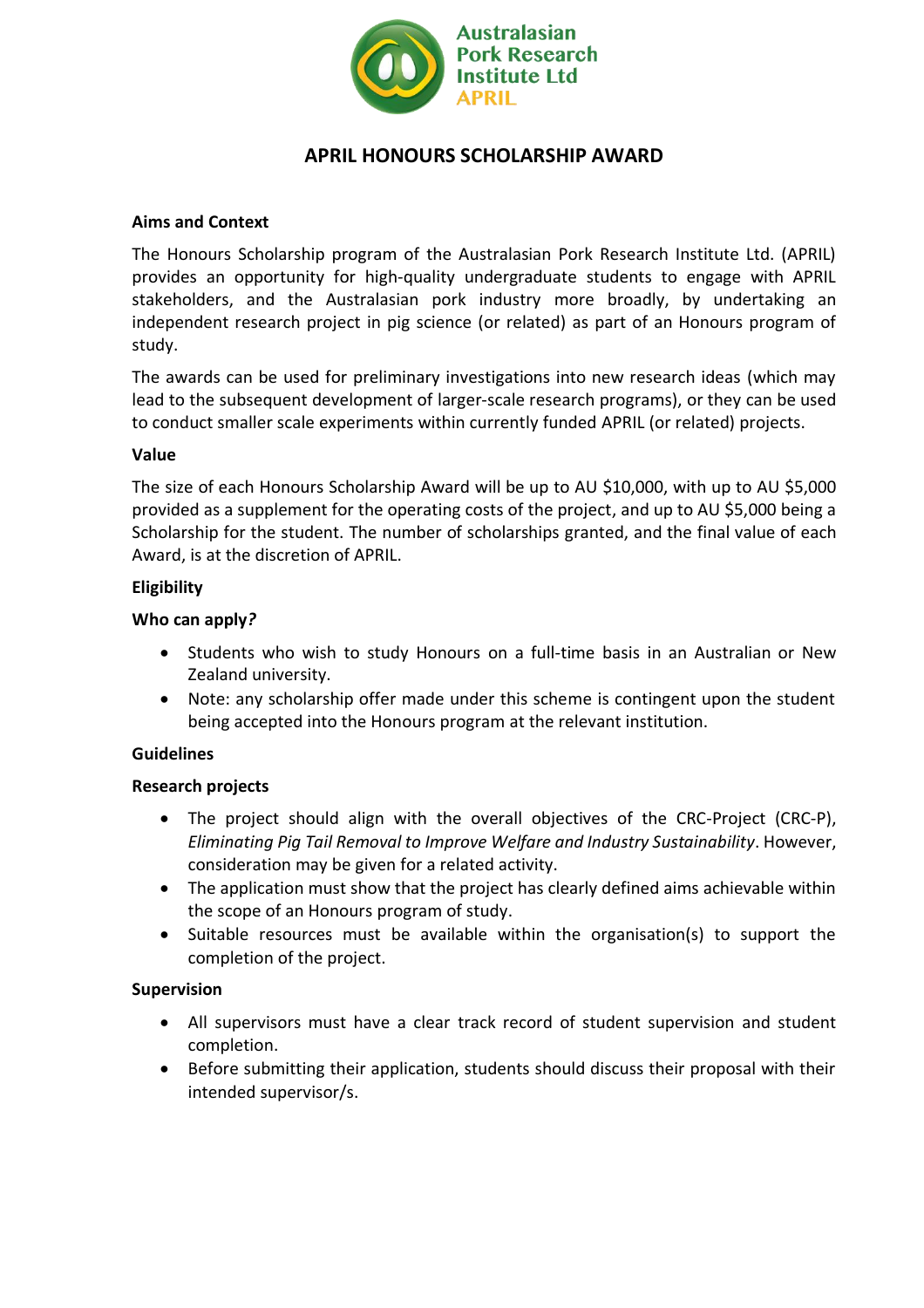Australasian Pork Research Institute Ltd APRIL

# APRIL HONOURS SCHOLARSHIP AWARD

**Aims and Context**

The Honours Scholarship program of the Australasian Pork Research Institute Ltd. (APRIL) provides an opportunity for high-quality undergraduate students to engage with APRIL stakeholders, and the Australasian pork industry more broadly, by undertaking an independent research project in pig science (or related) as part of an Honours program of study.

The awards can be used for preliminary investigations into new research ideas (which may lead to the subsequent development of larger-scale research programs), or they can be used to conduct smaller scale experiments within currently funded APRIL (or related) projects.

**Value**

The size of each Honours Scholarship Award will be up to AU $10,000, with up to AU $5,000 provided as a supplement for the operating costs of the project, and up to AU $5,000 being a Scholarship for the student. The number of scholarships granted, and the final value of each Award, is at the discretion of APRIL.

**Eligibility**

**Who can apply*?***

- Students who wish to study Honours on a full-time basis in an Australian or New Zealand university.
- Note: any scholarship offer made under this scheme is contingent upon the student being accepted into the Honours program at the relevant institution.

**Guidelines**

**Research projects**

- The project should align with the overall objectives of the CRC-Project (CRC-P), *Eliminating Pig Tail Removal to Improve Welfare and Industry Sustainability*. However, consideration may be given for a related activity.
- The application must show that the project has clearly defined aims achievable within the scope of an Honours program of study.
- Suitable resources must be available within the organisation(s) to support the completion of the project.

**Supervision**

- All supervisors must have a clear track record of student supervision and student completion.
- Before submitting their application, students should discuss their proposal with their intended supervisor/s.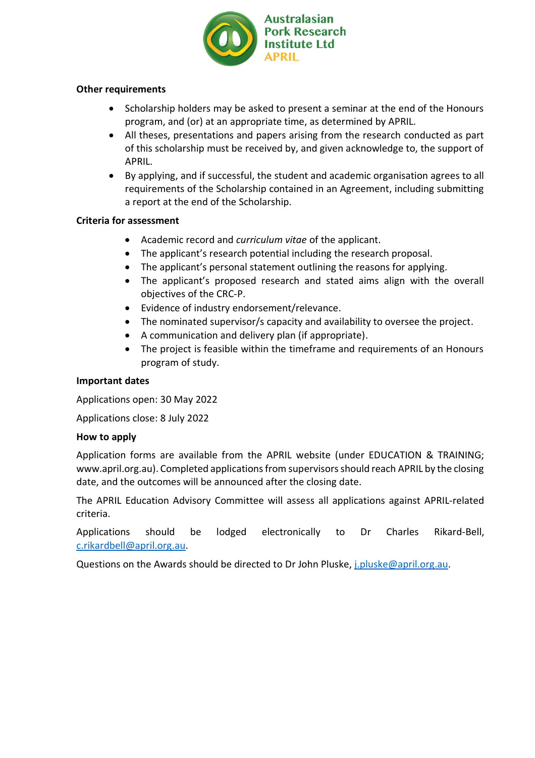**Other requirements**

- Scholarship holders may be asked to present a seminar at the end of the Honours program, and (or) at an appropriate time, as determined by APRIL.
- All theses, presentations and papers arising from the research conducted as part of this scholarship must be received by, and given acknowledge to, the support of APRIL.
- By applying, and if successful, the student and academic organisation agrees to all requirements of the Scholarship contained in an Agreement, including submitting a report at the end of the Scholarship.

**Criteria for assessment**

- Academic record and *curriculum vitae* of the applicant.
- The applicant's research potential including the research proposal.
- The applicant's personal statement outlining the reasons for applying.
- The applicant's proposed research and stated aims align with the overall objectives of the CRC-P.
- Evidence of industry endorsement/relevance.
- The nominated supervisor/s capacity and availability to oversee the project.
- A communication and delivery plan (if appropriate).
- The project is feasible within the timeframe and requirements of an Honours program of study.

**Important dates**

Applications open: 30 May 2022

Applications close: 8 July 2022

**How to apply**

Application forms are available from the APRIL website (under EDUCATION & TRAINING; www.april.org.au). Completed applications from supervisors should reach APRIL by the closing date, and the outcomes will be announced after the closing date.

The APRIL Education Advisory Committee will assess all applications against APRIL-related criteria.

Applications should be lodged electronically to Dr Charles Rikard-Bell, c.rikardbell@april.org.au.

Questions on the Awards should be directed to Dr John Pluske, j.pluske@april.org.au.